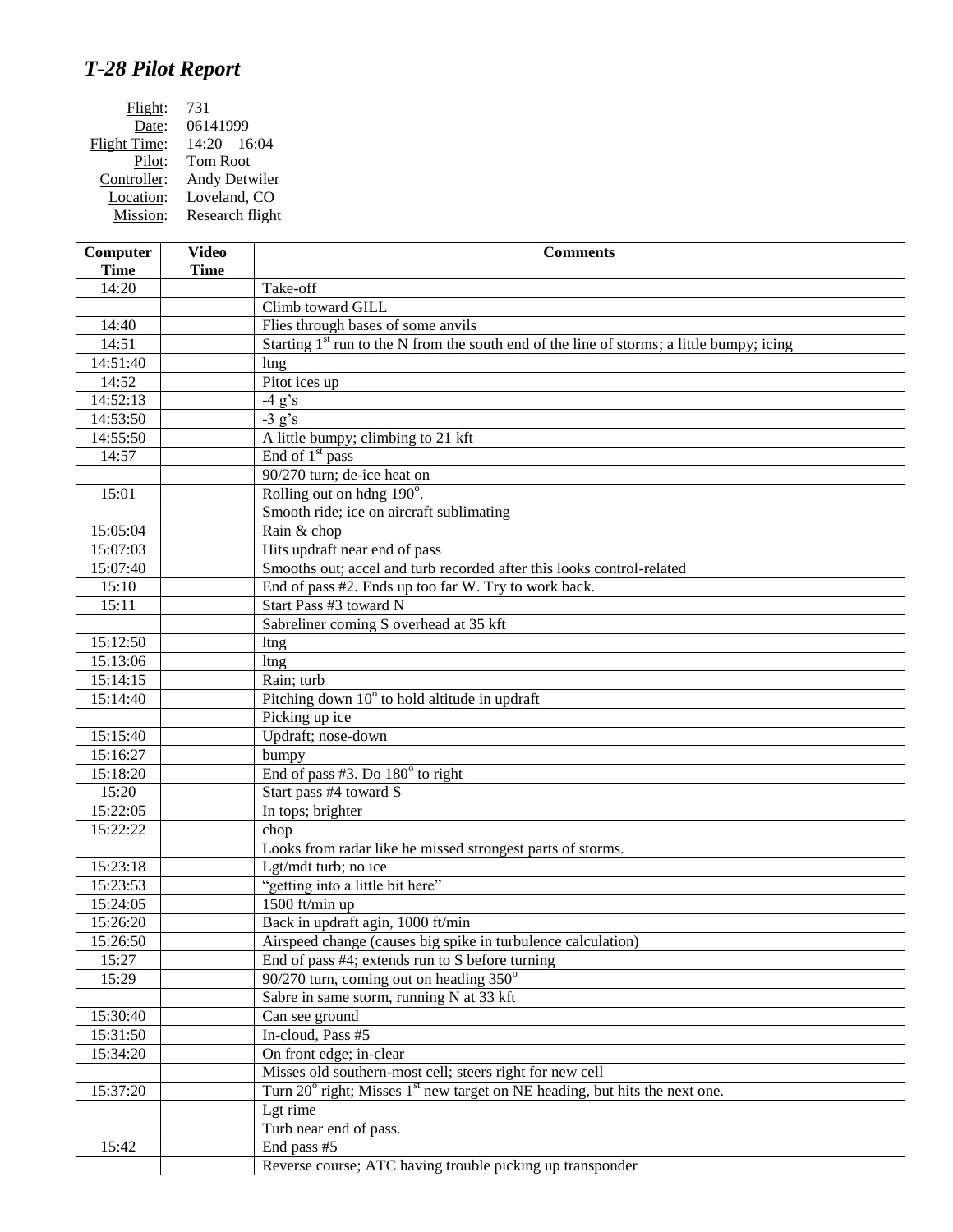## *T-28 Pilot Report*

Flight: 731
Date: 06141999
Flight Time: 14:20 – 16:04
Pilot: Tom Root
Controller: Andy Detwiler
Location: Loveland, CO
Mission: Research flight

| Computer Time | Video Time | Comments |
|---|---|---|
| 14:20 | | Take-off |
| | | Climb toward GILL |
| 14:40 | | Flies through bases of some anvils |
| 14:51 | | Starting 1st run to the N from the south end of the line of storms; a little bumpy; icing |
| 14:51:40 | | ltng |
| 14:52 | | Pitot ices up |
| 14:52:13 | | -4 g's |
| 14:53:50 | | -3 g's |
| 14:55:50 | | A little bumpy; climbing to 21 kft |
| 14:57 | | End of 1st pass |
| | | 90/270 turn; de-ice heat on |
| 15:01 | | Rolling out on hdng 190°. |
| | | Smooth ride; ice on aircraft sublimating |
| 15:05:04 | | Rain & chop |
| 15:07:03 | | Hits updraft near end of pass |
| 15:07:40 | | Smooths out; accel and turb recorded after this looks control-related |
| 15:10 | | End of pass #2. Ends up too far W. Try to work back. |
| 15:11 | | Start Pass #3 toward N |
| | | Sabreliner coming S overhead at 35 kft |
| 15:12:50 | | ltng |
| 15:13:06 | | ltng |
| 15:14:15 | | Rain; turb |
| 15:14:40 | | Pitching down 10° to hold altitude in updraft |
| | | Picking up ice |
| 15:15:40 | | Updraft; nose-down |
| 15:16:27 | | bumpy |
| 15:18:20 | | End of pass #3. Do 180° to right |
| 15:20 | | Start pass #4 toward S |
| 15:22:05 | | In tops; brighter |
| 15:22:22 | | chop |
| | | Looks from radar like he missed strongest parts of storms. |
| 15:23:18 | | Lgt/mdt turb; no ice |
| 15:23:53 | | "getting into a little bit here" |
| 15:24:05 | | 1500 ft/min up |
| 15:26:20 | | Back in updraft agin, 1000 ft/min |
| 15:26:50 | | Airspeed change (causes big spike in turbulence calculation) |
| 15:27 | | End of pass #4; extends run to S before turning |
| 15:29 | | 90/270 turn, coming out on heading 350° |
| | | Sabre in same storm, running N at 33 kft |
| 15:30:40 | | Can see ground |
| 15:31:50 | | In-cloud, Pass #5 |
| 15:34:20 | | On front edge; in-clear |
| | | Misses old southern-most cell; steers right for new cell |
| 15:37:20 | | Turn 20° right; Misses 1st new target on NE heading, but hits the next one. |
| | | Lgt rime |
| | | Turb near end of pass. |
| 15:42 | | End pass #5 |
| | | Reverse course; ATC having trouble picking up transponder |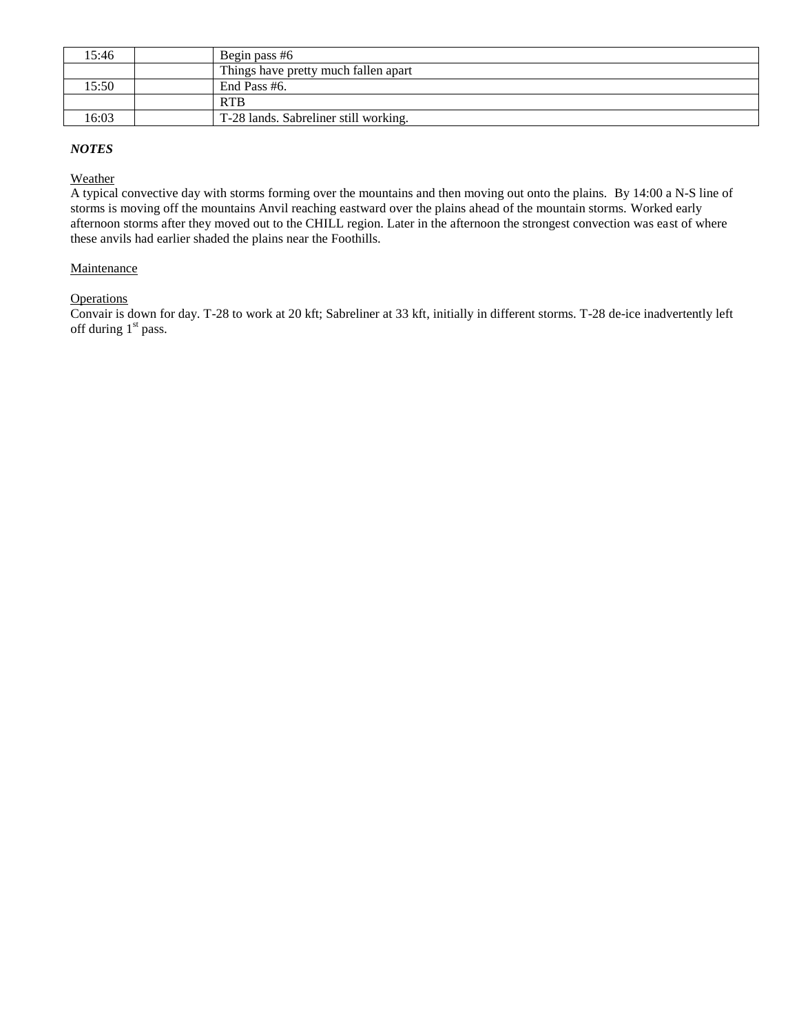| | | |
|---|---|---|
| 15:46 | | Begin pass #6 |
| | | Things have pretty much fallen apart |
| 15:50 | | End Pass #6. |
| | | RTB |
| 16:03 | | T-28 lands. Sabreliner still working. |

***NOTES***

Weather

A typical convective day with storms forming over the mountains and then moving out onto the plains. By 14:00 a N-S line of storms is moving off the mountains Anvil reaching eastward over the plains ahead of the mountain storms. Worked early afternoon storms after they moved out to the CHILL region. Later in the afternoon the strongest convection was east of where these anvils had earlier shaded the plains near the Foothills.

Maintenance

Operations

Convair is down for day. T-28 to work at 20 kft; Sabreliner at 33 kft, initially in different storms. T-28 de-ice inadvertently left off during 1st pass.